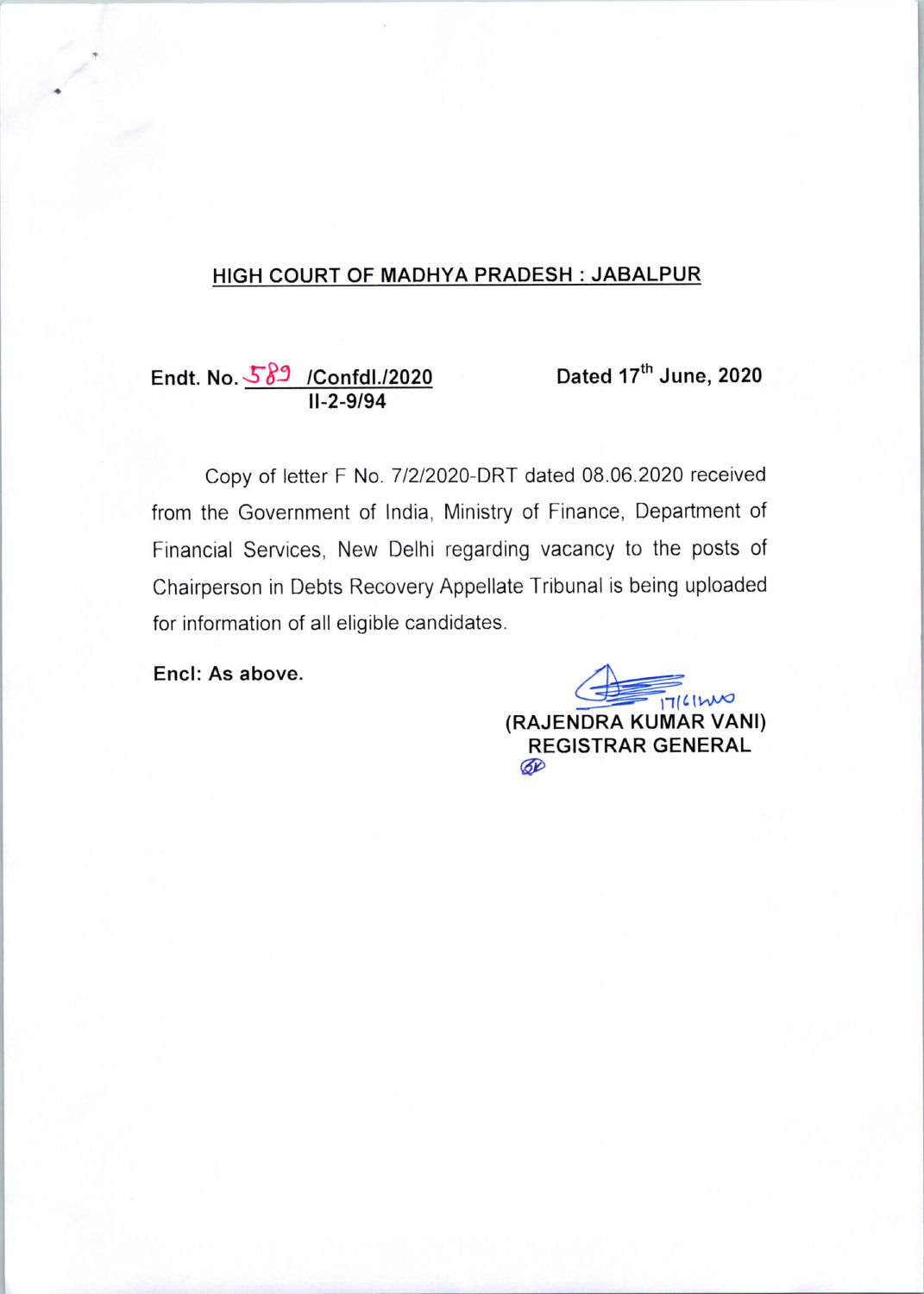## HIGH COURT OF MADHYA PRADESH : JABALPUR

**Endt. No. 589 /Confdl./2020** &nbsp;&nbsp;&nbsp;&nbsp;&nbsp;&nbsp;&nbsp;&nbsp; **Dated 17th June, 2020**
**II-2-9/94**

Copy of letter F No. 7/2/2020-DRT dated 08.06.2020 received from the Government of India, Ministry of Finance, Department of Financial Services, New Delhi regarding vacancy to the posts of Chairperson in Debts Recovery Appellate Tribunal is being uploaded for information of all eligible candidates.

**Encl: As above.**

17/6/2020

**(RAJENDRA KUMAR VANI)**
**REGISTRAR GENERAL**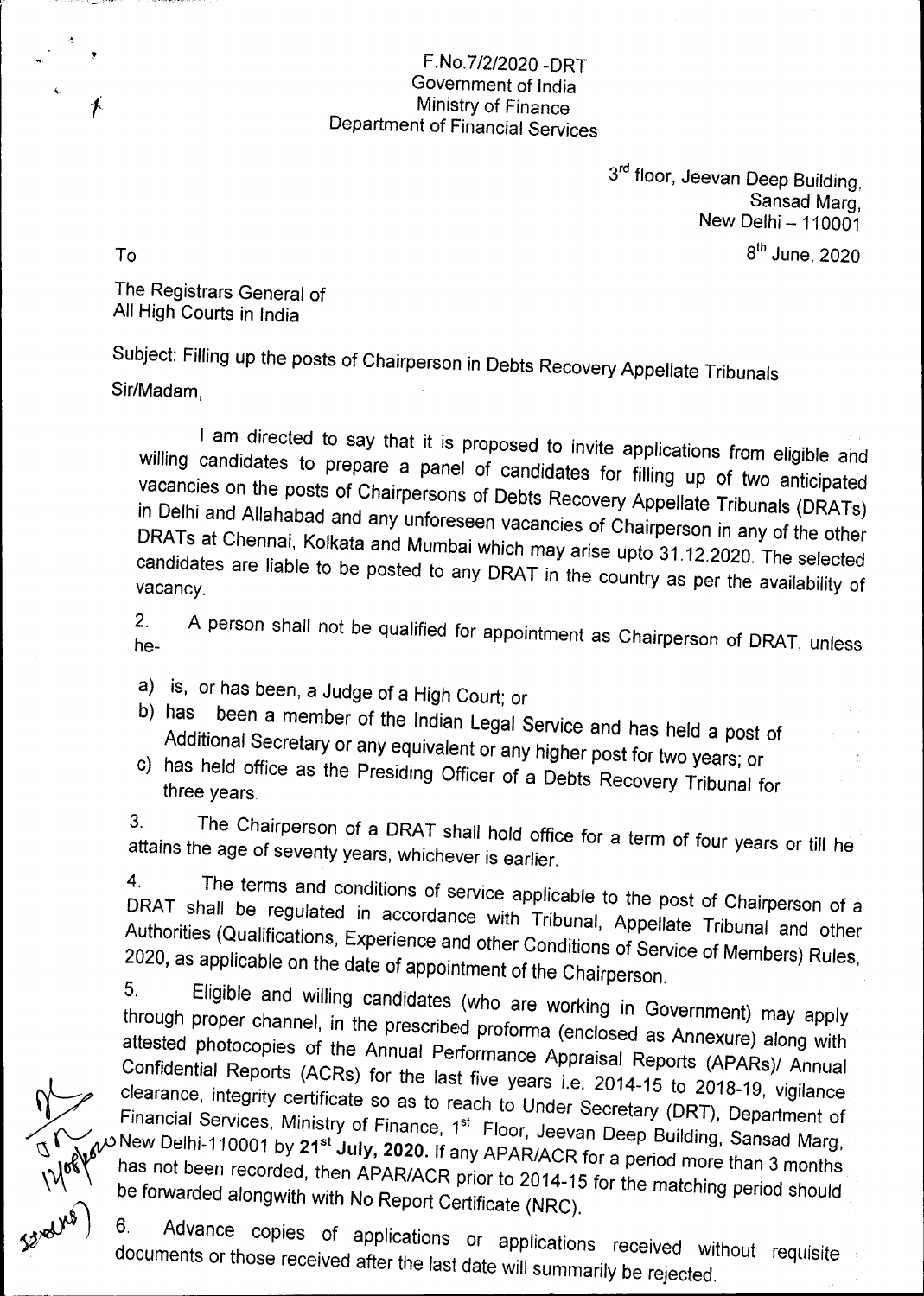F.No.7/2/2020 -DRT
Government of India
Ministry of Finance
Department of Financial Services

3rd floor, Jeevan Deep Building,
Sansad Marg,
New Delhi – 110001

8th June, 2020

To

The Registrars General of
All High Courts in India

Subject: Filling up the posts of Chairperson in Debts Recovery Appellate Tribunals

Sir/Madam,

I am directed to say that it is proposed to invite applications from eligible and willing candidates to prepare a panel of candidates for filling up of two anticipated vacancies on the posts of Chairpersons of Debts Recovery Appellate Tribunals (DRATs) in Delhi and Allahabad and any unforeseen vacancies of Chairperson in any of the other DRATs at Chennai, Kolkata and Mumbai which may arise upto 31.12.2020. The selected candidates are liable to be posted to any DRAT in the country as per the availability of vacancy.

2. A person shall not be qualified for appointment as Chairperson of DRAT, unless he-

a) is, or has been, a Judge of a High Court; or
b) has been a member of the Indian Legal Service and has held a post of Additional Secretary or any equivalent or any higher post for two years; or
c) has held office as the Presiding Officer of a Debts Recovery Tribunal for three years.

3. The Chairperson of a DRAT shall hold office for a term of four years or till he attains the age of seventy years, whichever is earlier.

4. The terms and conditions of service applicable to the post of Chairperson of a DRAT shall be regulated in accordance with Tribunal, Appellate Tribunal and other Authorities (Qualifications, Experience and other Conditions of Service of Members) Rules, 2020, as applicable on the date of appointment of the Chairperson.

5. Eligible and willing candidates (who are working in Government) may apply through proper channel, in the prescribed proforma (enclosed as Annexure) along with attested photocopies of the Annual Performance Appraisal Reports (APARs)/ Annual Confidential Reports (ACRs) for the last five years i.e. 2014-15 to 2018-19, vigilance clearance, integrity certificate so as to reach to Under Secretary (DRT), Department of Financial Services, Ministry of Finance, 1st Floor, Jeevan Deep Building, Sansad Marg, New Delhi-110001 by **21st July, 2020.** If any APAR/ACR for a period more than 3 months has not been recorded, then APAR/ACR prior to 2014-15 for the matching period should be forwarded alongwith with No Report Certificate (NRC).

6. Advance copies of applications or applications received without requisite documents or those received after the last date will summarily be rejected.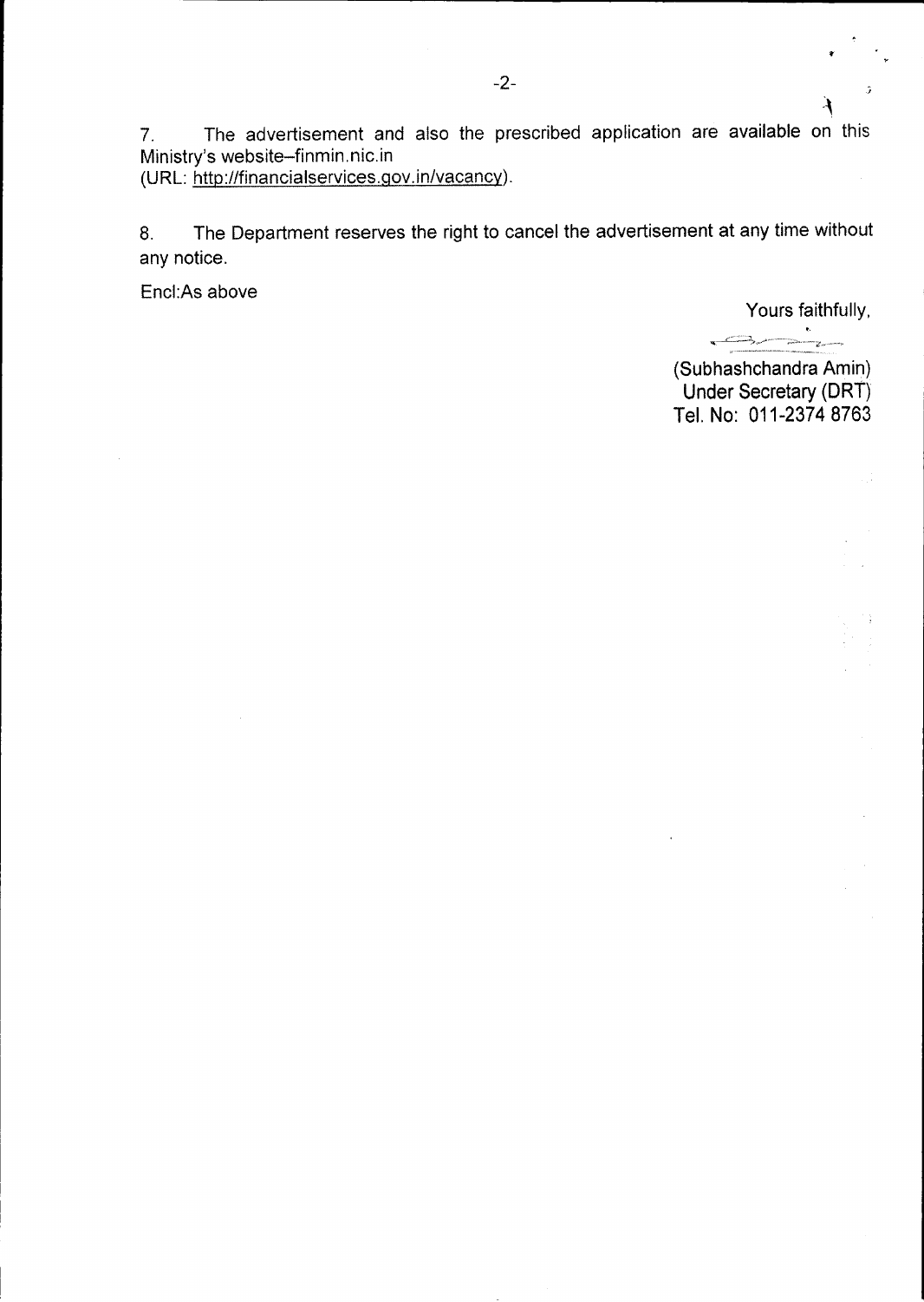7. The advertisement and also the prescribed application are available on this Ministry's website–finmin.nic.in
(URL: http://financialservices.gov.in/vacancy).

8. The Department reserves the right to cancel the advertisement at any time without any notice.

Encl:As above

Yours faithfully,

(Subhashchandra Amin)
Under Secretary (DRT)
Tel. No: 011-2374 8763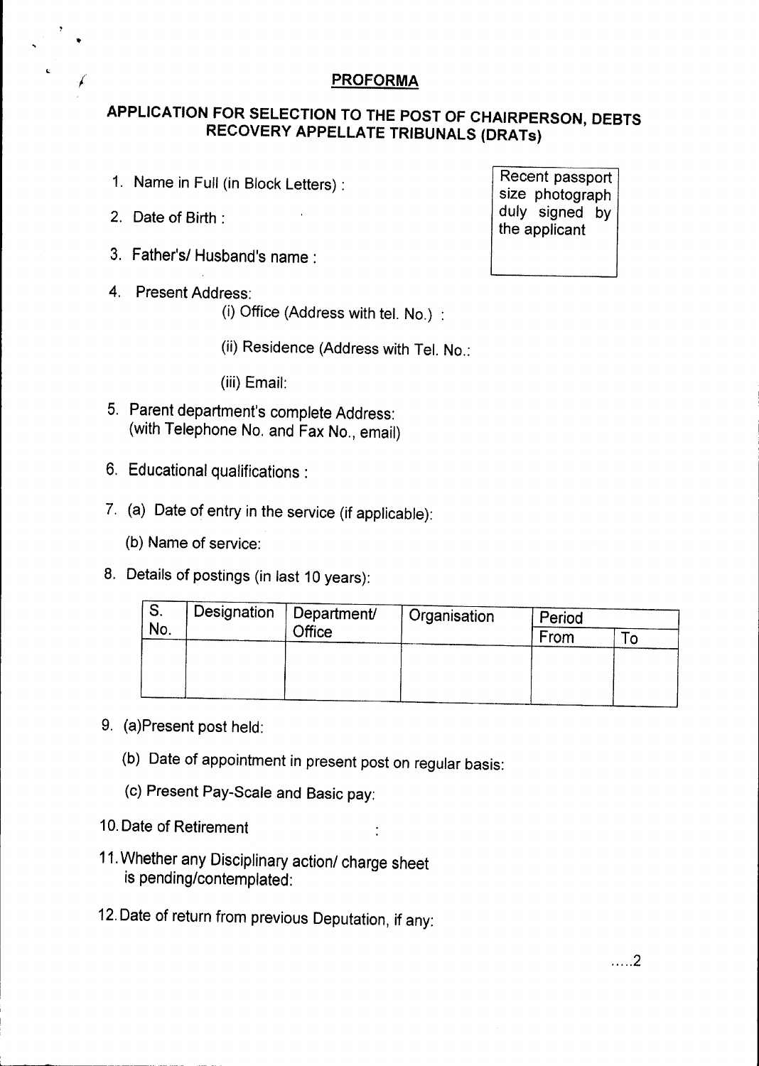## PROFORMA

## APPLICATION FOR SELECTION TO THE POST OF CHAIRPERSON, DEBTS RECOVERY APPELLATE TRIBUNALS (DRATs)

Recent passport size photograph duly signed by the applicant

1. Name in Full (in Block Letters) :
2. Date of Birth :
3. Father's/ Husband's name :
4. Present Address:
   - (i) Office (Address with tel. No.) :
   - (ii) Residence (Address with Tel. No.:
   - (iii) Email:
5. Parent department's complete Address: (with Telephone No. and Fax No., email)
6. Educational qualifications :
7. (a) Date of entry in the service (if applicable):
   - (b) Name of service:
8. Details of postings (in last 10 years):

| S. No. | Designation | Department/ Office | Organisation | Period | |
|---|---|---|---|---|---|
| | | | | From | To |
| | | | | | |

9. (a)Present post held:
   - (b) Date of appointment in present post on regular basis:
   - (c) Present Pay-Scale and Basic pay:
10. Date of Retirement :
11. Whether any Disciplinary action/ charge sheet is pending/contemplated:
12. Date of return from previous Deputation, if any:

.....2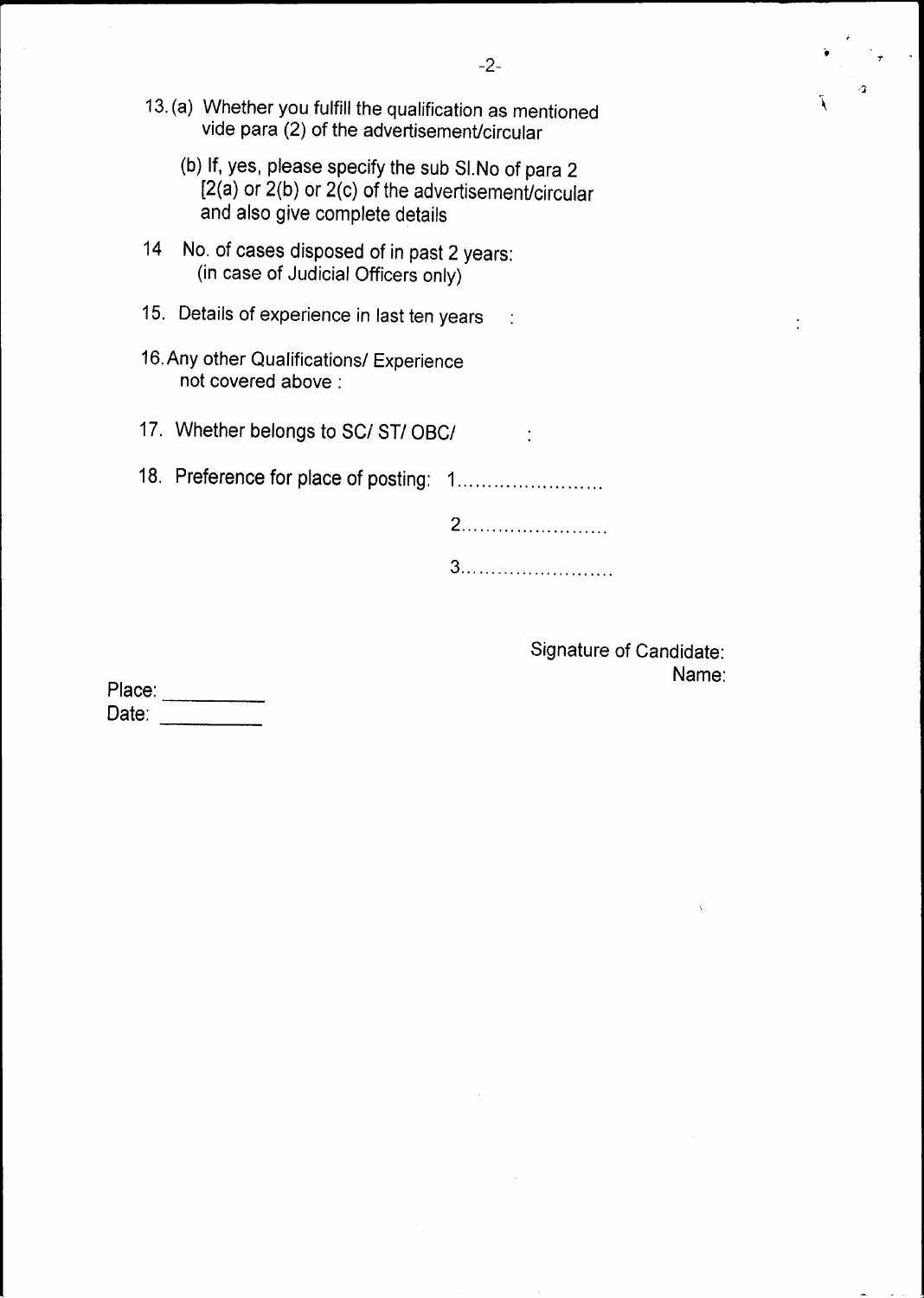13. (a) Whether you fulfill the qualification as mentioned vide para (2) of the advertisement/circular

    (b) If, yes, please specify the sub Sl.No of para 2 [2(a) or 2(b) or 2(c) of the advertisement/circular and also give complete details

14. No. of cases disposed of in past 2 years: (in case of Judicial Officers only)

15. Details of experience in last ten years :

16. Any other Qualifications/ Experience not covered above :

17. Whether belongs to SC/ ST/ OBC/ :

18. Preference for place of posting: 1........................

    2.......................

    3........................

Signature of Candidate:
Name:

Place: __________
Date: __________